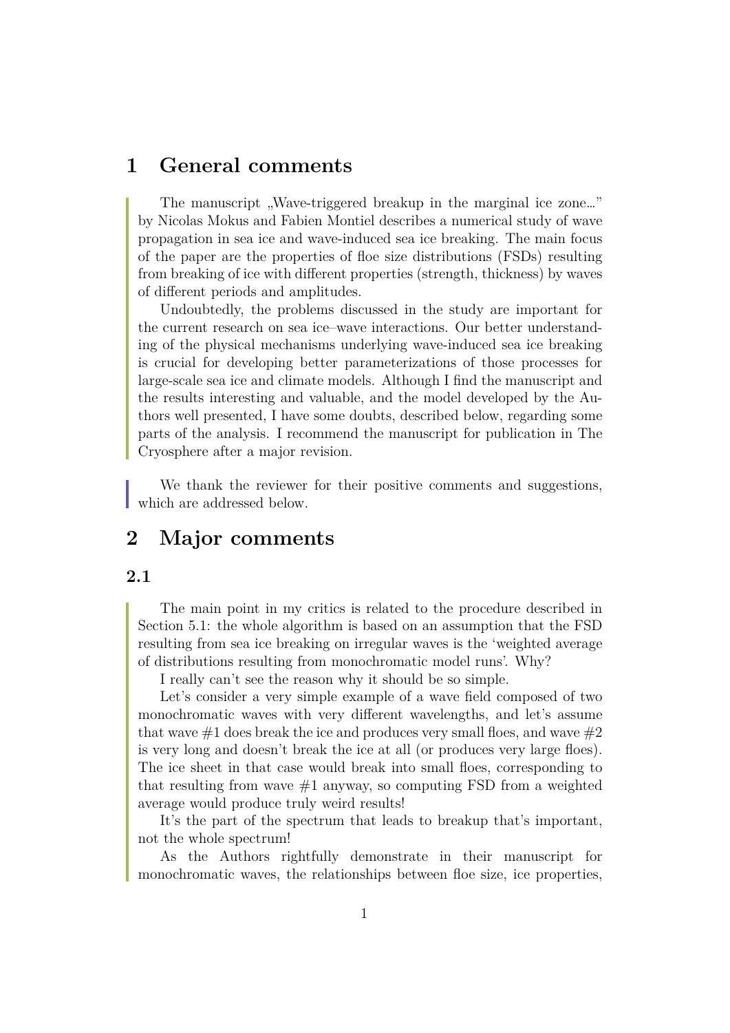# 1 General comments

The manuscript „Wave-triggered breakup in the marginal ice zone…" by Nicolas Mokus and Fabien Montiel describes a numerical study of wave propagation in sea ice and wave-induced sea ice breaking. The main focus of the paper are the properties of floe size distributions (FSDs) resulting from breaking of ice with different properties (strength, thickness) by waves of different periods and amplitudes.

Undoubtedly, the problems discussed in the study are important for the current research on sea ice–wave interactions. Our better understanding of the physical mechanisms underlying wave-induced sea ice breaking is crucial for developing better parameterizations of those processes for large-scale sea ice and climate models. Although I find the manuscript and the results interesting and valuable, and the model developed by the Authors well presented, I have some doubts, described below, regarding some parts of the analysis. I recommend the manuscript for publication in The Cryosphere after a major revision.

We thank the reviewer for their positive comments and suggestions, which are addressed below.

# 2 Major comments

## 2.1

The main point in my critics is related to the procedure described in Section 5.1: the whole algorithm is based on an assumption that the FSD resulting from sea ice breaking on irregular waves is the 'weighted average of distributions resulting from monochromatic model runs'. Why?

I really can't see the reason why it should be so simple.

Let's consider a very simple example of a wave field composed of two monochromatic waves with very different wavelengths, and let's assume that wave #1 does break the ice and produces very small floes, and wave #2 is very long and doesn't break the ice at all (or produces very large floes). The ice sheet in that case would break into small floes, corresponding to that resulting from wave #1 anyway, so computing FSD from a weighted average would produce truly weird results!

It's the part of the spectrum that leads to breakup that's important, not the whole spectrum!

As the Authors rightfully demonstrate in their manuscript for monochromatic waves, the relationships between floe size, ice properties,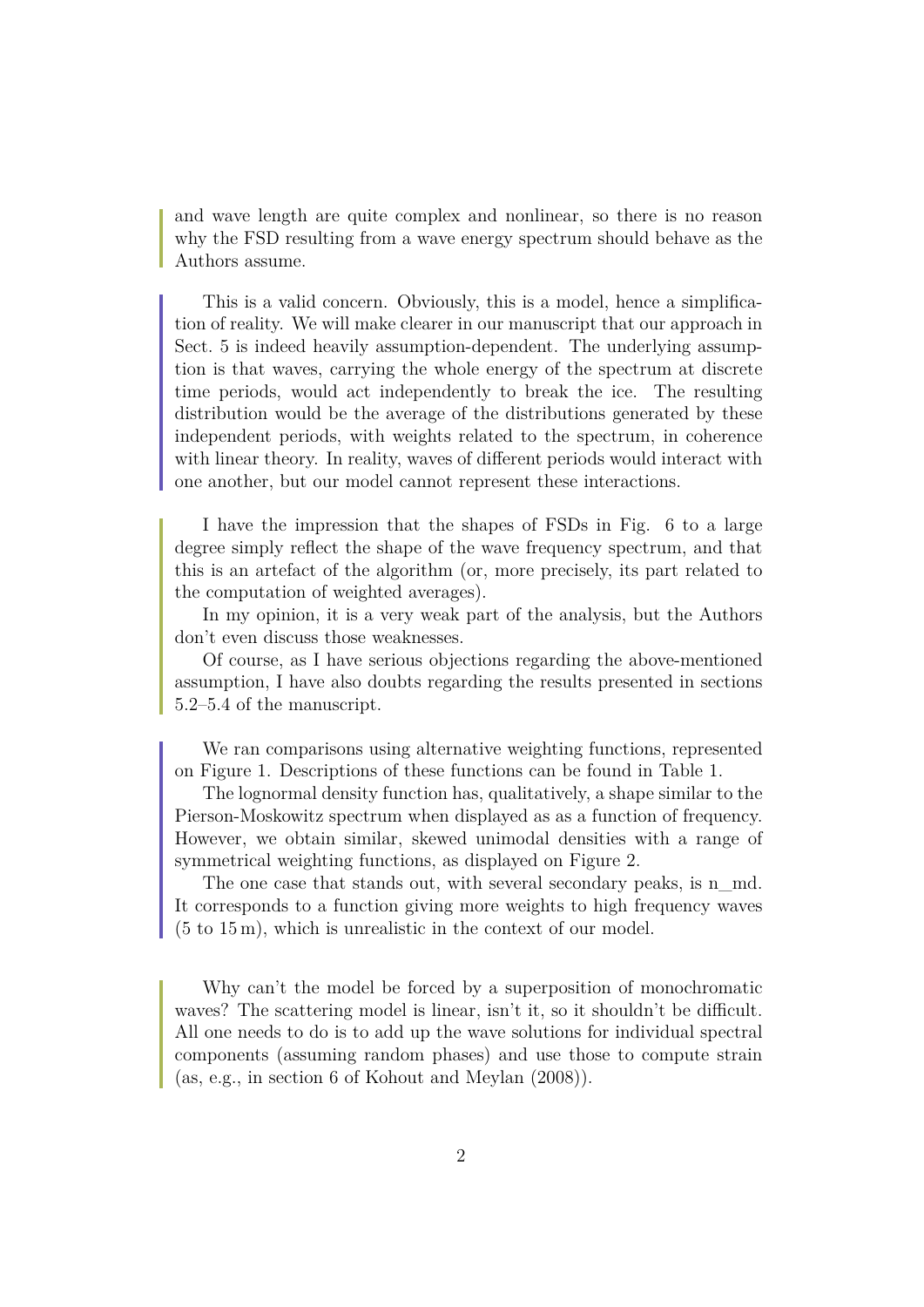and wave length are quite complex and nonlinear, so there is no reason why the FSD resulting from a wave energy spectrum should behave as the Authors assume.

This is a valid concern. Obviously, this is a model, hence a simplification of reality. We will make clearer in our manuscript that our approach in Sect. 5 is indeed heavily assumption-dependent. The underlying assumption is that waves, carrying the whole energy of the spectrum at discrete time periods, would act independently to break the ice. The resulting distribution would be the average of the distributions generated by these independent periods, with weights related to the spectrum, in coherence with linear theory. In reality, waves of different periods would interact with one another, but our model cannot represent these interactions.

I have the impression that the shapes of FSDs in Fig. 6 to a large degree simply reflect the shape of the wave frequency spectrum, and that this is an artefact of the algorithm (or, more precisely, its part related to the computation of weighted averages).

In my opinion, it is a very weak part of the analysis, but the Authors don't even discuss those weaknesses.

Of course, as I have serious objections regarding the above-mentioned assumption, I have also doubts regarding the results presented in sections 5.2–5.4 of the manuscript.

We ran comparisons using alternative weighting functions, represented on Figure 1. Descriptions of these functions can be found in Table 1.

The lognormal density function has, qualitatively, a shape similar to the Pierson-Moskowitz spectrum when displayed as as a function of frequency. However, we obtain similar, skewed unimodal densities with a range of symmetrical weighting functions, as displayed on Figure 2.

The one case that stands out, with several secondary peaks, is n_md. It corresponds to a function giving more weights to high frequency waves (5 to 15 m), which is unrealistic in the context of our model.

Why can't the model be forced by a superposition of monochromatic waves? The scattering model is linear, isn't it, so it shouldn't be difficult. All one needs to do is to add up the wave solutions for individual spectral components (assuming random phases) and use those to compute strain (as, e.g., in section 6 of Kohout and Meylan (2008)).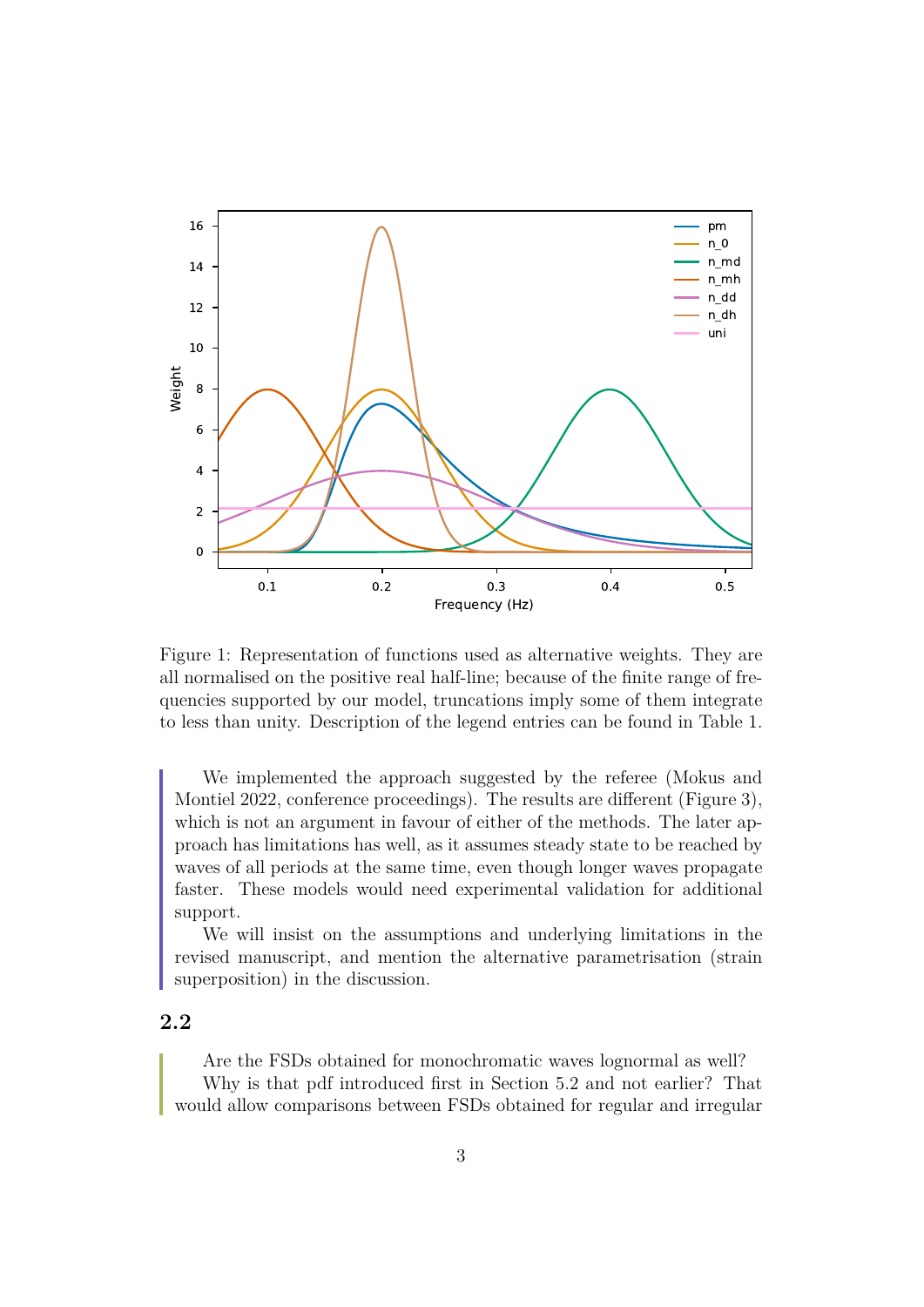Figure 1: Representation of functions used as alternative weights. They are all normalised on the positive real half-line; because of the finite range of frequencies supported by our model, truncations imply some of them integrate to less than unity. Description of the legend entries can be found in Table 1.

> We implemented the approach suggested by the referee (Mokus and Montiel 2022, conference proceedings). The results are different (Figure 3), which is not an argument in favour of either of the methods. The later approach has limitations has well, as it assumes steady state to be reached by waves of all periods at the same time, even though longer waves propagate faster. These models would need experimental validation for additional support.
>
> We will insist on the assumptions and underlying limitations in the revised manuscript, and mention the alternative parametrisation (strain superposition) in the discussion.

## 2.2

> Are the FSDs obtained for monochromatic waves lognormal as well?
>
> Why is that pdf introduced first in Section 5.2 and not earlier? That would allow comparisons between FSDs obtained for regular and irregular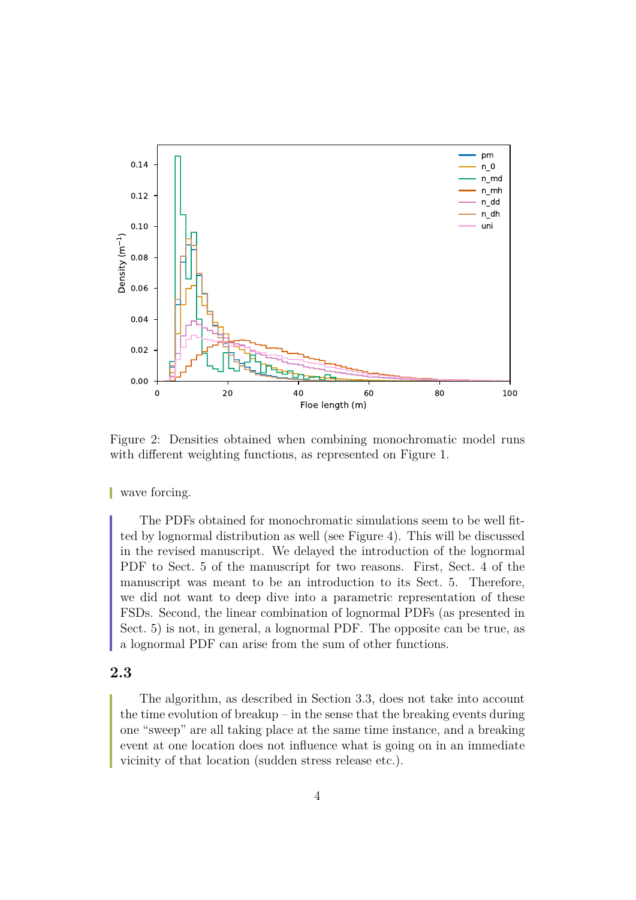Figure 2: Densities obtained when combining monochromatic model runs with different weighting functions, as represented on Figure 1.

wave forcing.

The PDFs obtained for monochromatic simulations seem to be well fitted by lognormal distribution as well (see Figure 4). This will be discussed in the revised manuscript. We delayed the introduction of the lognormal PDF to Sect. 5 of the manuscript for two reasons. First, Sect. 4 of the manuscript was meant to be an introduction to its Sect. 5. Therefore, we did not want to deep dive into a parametric representation of these FSDs. Second, the linear combination of lognormal PDFs (as presented in Sect. 5) is not, in general, a lognormal PDF. The opposite can be true, as a lognormal PDF can arise from the sum of other functions.

## 2.3

The algorithm, as described in Section 3.3, does not take into account the time evolution of breakup – in the sense that the breaking events during one "sweep" are all taking place at the same time instance, and a breaking event at one location does not influence what is going on in an immediate vicinity of that location (sudden stress release etc.).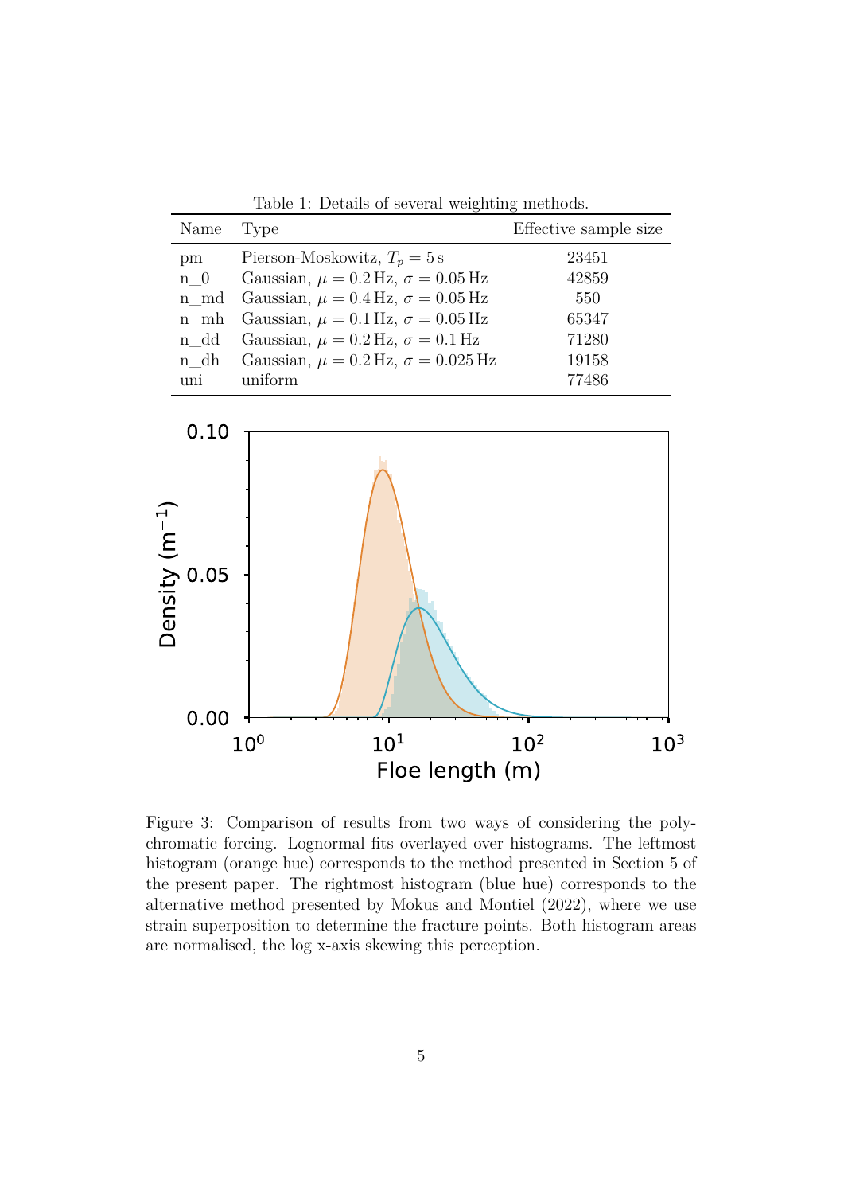Table 1: Details of several weighting methods.

| Name | Type | Effective sample size |
|---|---|---|
| pm | Pierson-Moskowitz, $T_p = 5\,\mathrm{s}$ | 23451 |
| n_0 | Gaussian, $\mu = 0.2\,\mathrm{Hz}$, $\sigma = 0.05\,\mathrm{Hz}$ | 42859 |
| n_md | Gaussian, $\mu = 0.4\,\mathrm{Hz}$, $\sigma = 0.05\,\mathrm{Hz}$ | 550 |
| n_mh | Gaussian, $\mu = 0.1\,\mathrm{Hz}$, $\sigma = 0.05\,\mathrm{Hz}$ | 65347 |
| n_dd | Gaussian, $\mu = 0.2\,\mathrm{Hz}$, $\sigma = 0.1\,\mathrm{Hz}$ | 71280 |
| n_dh | Gaussian, $\mu = 0.2\,\mathrm{Hz}$, $\sigma = 0.025\,\mathrm{Hz}$ | 19158 |
| uni | uniform | 77486 |

Figure 3: Comparison of results from two ways of considering the polychromatic forcing. Lognormal fits overlayed over histograms. The leftmost histogram (orange hue) corresponds to the method presented in Section 5 of the present paper. The rightmost histogram (blue hue) corresponds to the alternative method presented by Mokus and Montiel (2022), where we use strain superposition to determine the fracture points. Both histogram areas are normalised, the log x-axis skewing this perception.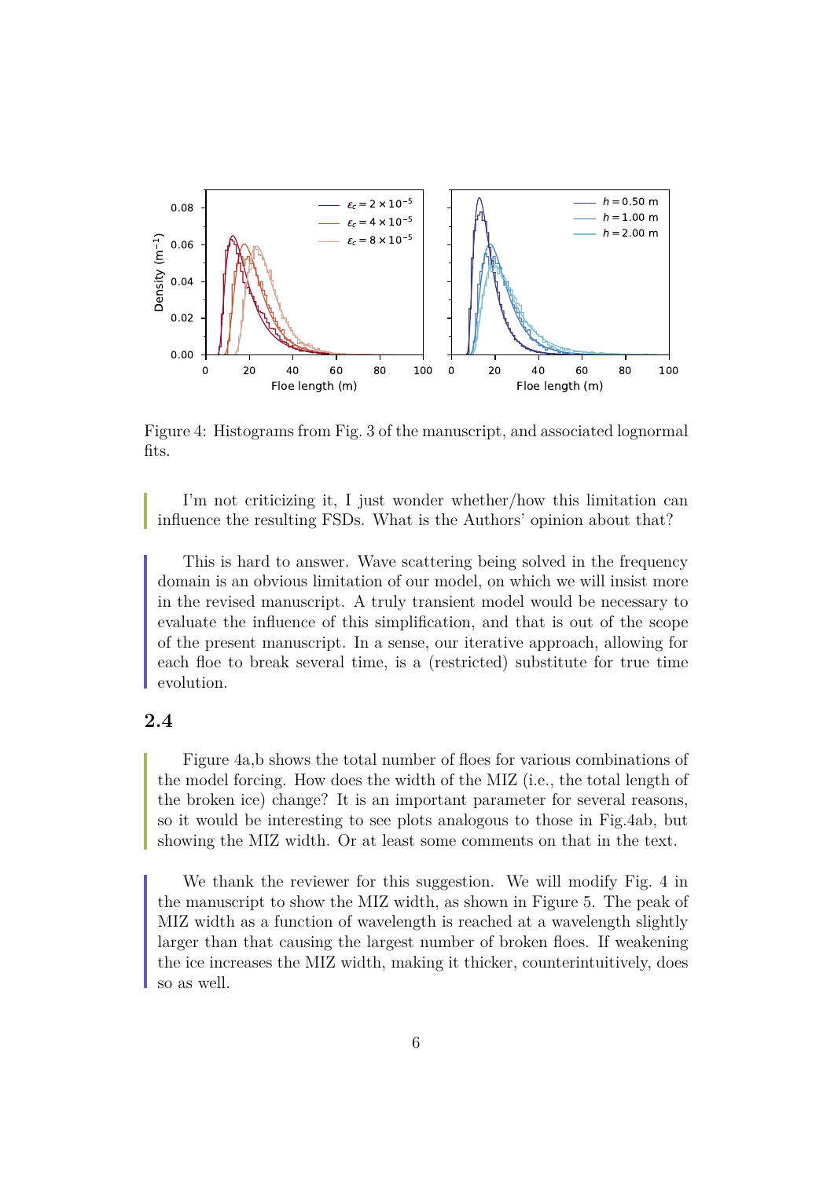Figure 4: Histograms from Fig. 3 of the manuscript, and associated lognormal fits.

> I'm not criticizing it, I just wonder whether/how this limitation can influence the resulting FSDs. What is the Authors' opinion about that?

> This is hard to answer. Wave scattering being solved in the frequency domain is an obvious limitation of our model, on which we will insist more in the revised manuscript. A truly transient model would be necessary to evaluate the influence of this simplification, and that is out of the scope of the present manuscript. In a sense, our iterative approach, allowing for each floe to break several time, is a (restricted) substitute for true time evolution.

## 2.4

> Figure 4a,b shows the total number of floes for various combinations of the model forcing. How does the width of the MIZ (i.e., the total length of the broken ice) change? It is an important parameter for several reasons, so it would be interesting to see plots analogous to those in Fig.4ab, but showing the MIZ width. Or at least some comments on that in the text.

> We thank the reviewer for this suggestion. We will modify Fig. 4 in the manuscript to show the MIZ width, as shown in Figure 5. The peak of MIZ width as a function of wavelength is reached at a wavelength slightly larger than that causing the largest number of broken floes. If weakening the ice increases the MIZ width, making it thicker, counterintuitively, does so as well.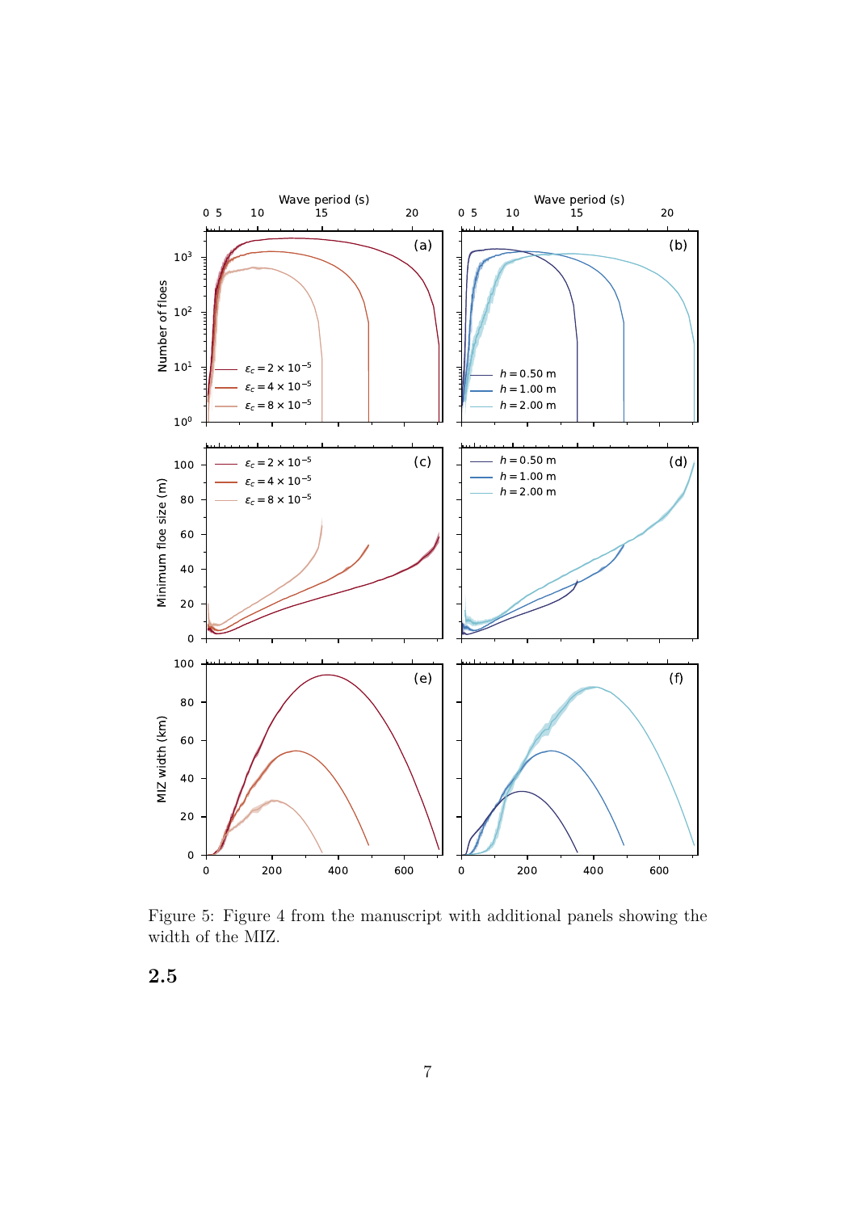Figure 5: Figure 4 from the manuscript with additional panels showing the width of the MIZ.

## 2.5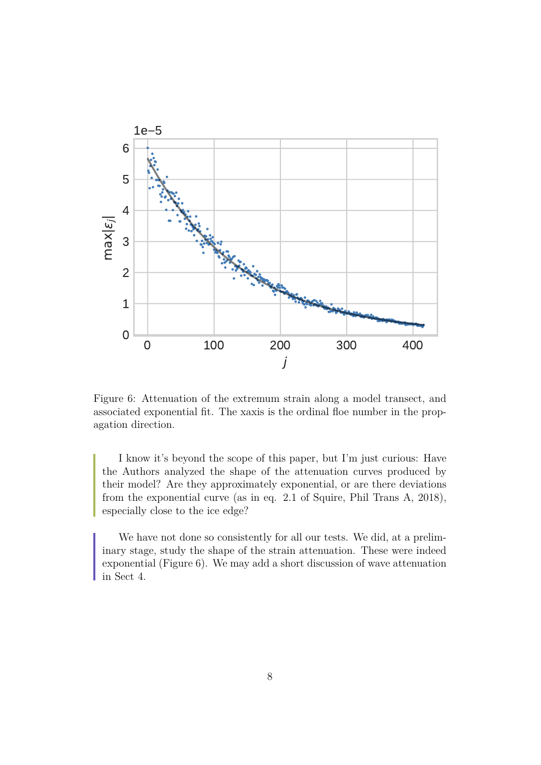Figure 6: Attenuation of the extremum strain along a model transect, and associated exponential fit. The xaxis is the ordinal floe number in the propagation direction.

> I know it's beyond the scope of this paper, but I'm just curious: Have the Authors analyzed the shape of the attenuation curves produced by their model? Are they approximately exponential, or are there deviations from the exponential curve (as in eq. 2.1 of Squire, Phil Trans A, 2018), especially close to the ice edge?

> We have not done so consistently for all our tests. We did, at a preliminary stage, study the shape of the strain attenuation. These were indeed exponential (Figure 6). We may add a short discussion of wave attenuation in Sect 4.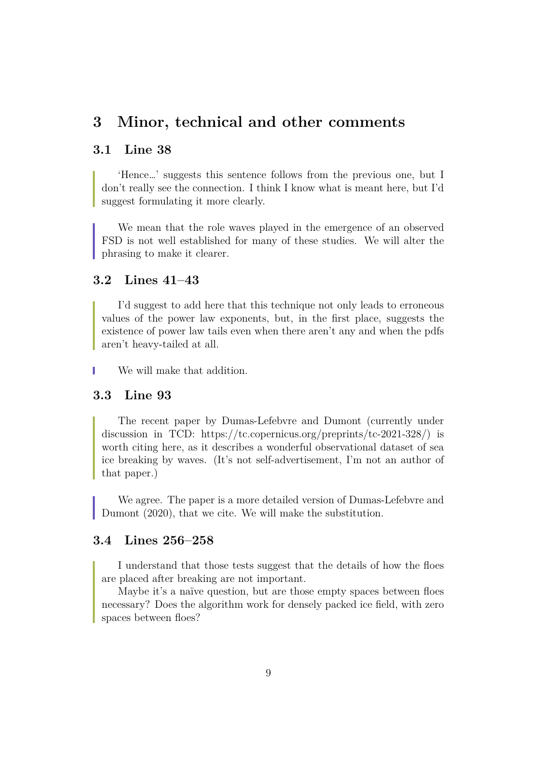# 3 Minor, technical and other comments

## 3.1 Line 38

> 'Hence…' suggests this sentence follows from the previous one, but I don't really see the connection. I think I know what is meant here, but I'd suggest formulating it more clearly.

We mean that the role waves played in the emergence of an observed FSD is not well established for many of these studies. We will alter the phrasing to make it clearer.

## 3.2 Lines 41–43

> I'd suggest to add here that this technique not only leads to erroneous values of the power law exponents, but, in the first place, suggests the existence of power law tails even when there aren't any and when the pdfs aren't heavy-tailed at all.

We will make that addition.

## 3.3 Line 93

> The recent paper by Dumas-Lefebvre and Dumont (currently under discussion in TCD: https://tc.copernicus.org/preprints/tc-2021-328/) is worth citing here, as it describes a wonderful observational dataset of sea ice breaking by waves. (It's not self-advertisement, I'm not an author of that paper.)

We agree. The paper is a more detailed version of Dumas-Lefebvre and Dumont (2020), that we cite. We will make the substitution.

## 3.4 Lines 256–258

> I understand that those tests suggest that the details of how the floes are placed after breaking are not important.
>
> Maybe it's a naïve question, but are those empty spaces between floes necessary? Does the algorithm work for densely packed ice field, with zero spaces between floes?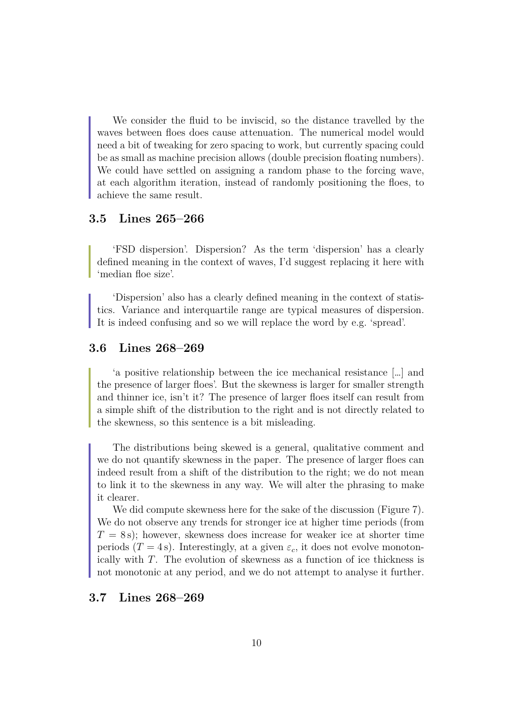We consider the fluid to be inviscid, so the distance travelled by the waves between floes does cause attenuation. The numerical model would need a bit of tweaking for zero spacing to work, but currently spacing could be as small as machine precision allows (double precision floating numbers). We could have settled on assigning a random phase to the forcing wave, at each algorithm iteration, instead of randomly positioning the floes, to achieve the same result.

## 3.5 Lines 265–266

'FSD dispersion'. Dispersion? As the term 'dispersion' has a clearly defined meaning in the context of waves, I'd suggest replacing it here with 'median floe size'.

'Dispersion' also has a clearly defined meaning in the context of statistics. Variance and interquartile range are typical measures of dispersion. It is indeed confusing and so we will replace the word by e.g. 'spread'.

## 3.6 Lines 268–269

'a positive relationship between the ice mechanical resistance […] and the presence of larger floes'. But the skewness is larger for smaller strength and thinner ice, isn't it? The presence of larger floes itself can result from a simple shift of the distribution to the right and is not directly related to the skewness, so this sentence is a bit misleading.

The distributions being skewed is a general, qualitative comment and we do not quantify skewness in the paper. The presence of larger floes can indeed result from a shift of the distribution to the right; we do not mean to link it to the skewness in any way. We will alter the phrasing to make it clearer.

We did compute skewness here for the sake of the discussion (Figure 7). We do not observe any trends for stronger ice at higher time periods (from $T = 8\,\mathrm{s}$); however, skewness does increase for weaker ice at shorter time periods ($T = 4\,\mathrm{s}$). Interestingly, at a given $\varepsilon_c$, it does not evolve monotonically with $T$. The evolution of skewness as a function of ice thickness is not monotonic at any period, and we do not attempt to analyse it further.

## 3.7 Lines 268–269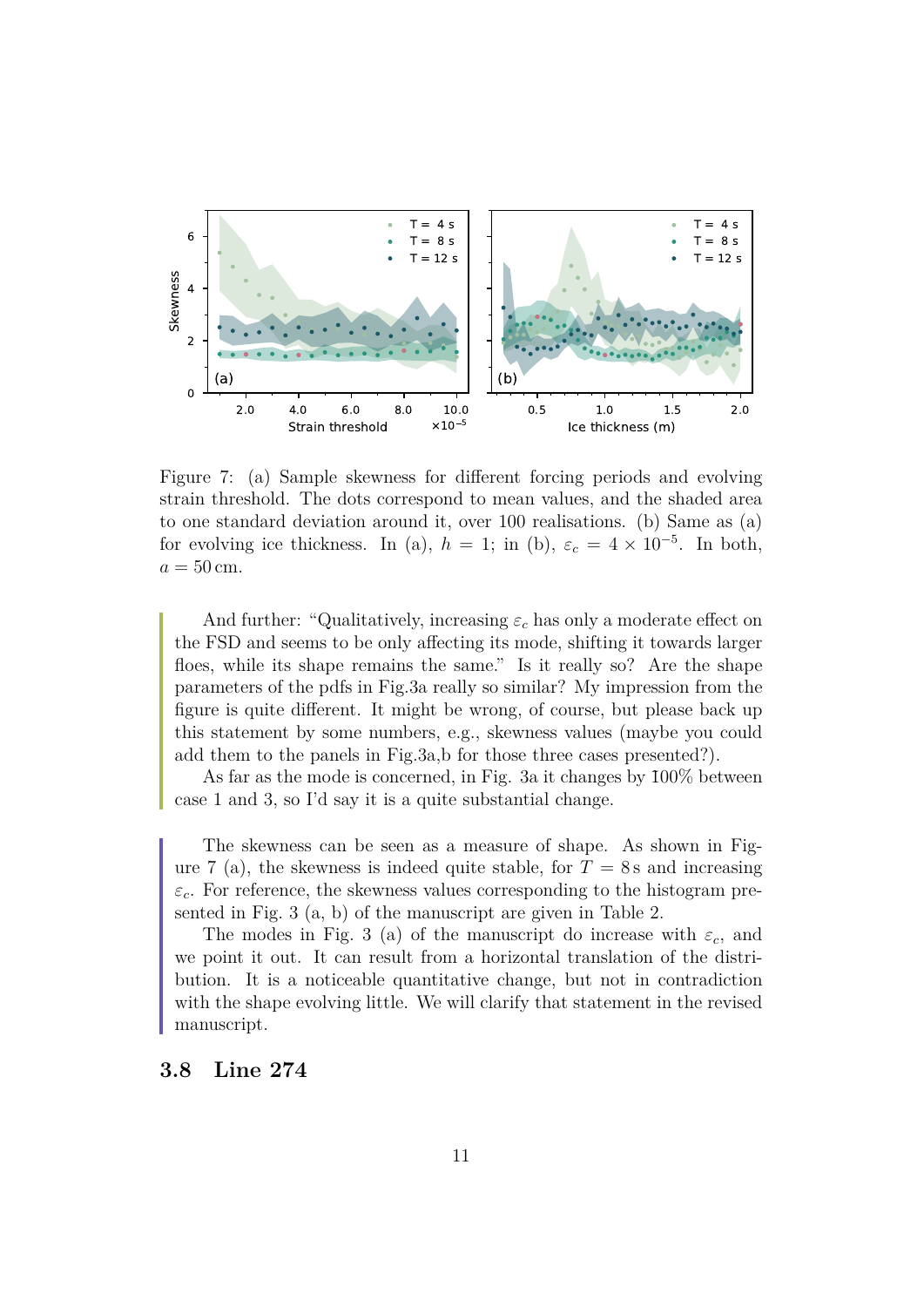Figure 7: (a) Sample skewness for different forcing periods and evolving strain threshold. The dots correspond to mean values, and the shaded area to one standard deviation around it, over 100 realisations. (b) Same as (a) for evolving ice thickness. In (a), $h = 1$; in (b), $\varepsilon_c = 4 \times 10^{-5}$. In both, $a = 50\,\mathrm{cm}$.

> And further: "Qualitatively, increasing $\varepsilon_c$ has only a moderate effect on the FSD and seems to be only affecting its mode, shifting it towards larger floes, while its shape remains the same." Is it really so? Are the shape parameters of the pdfs in Fig.3a really so similar? My impression from the figure is quite different. It might be wrong, of course, but please back up this statement by some numbers, e.g., skewness values (maybe you could add them to the panels in Fig.3a,b for those three cases presented?).
>
> As far as the mode is concerned, in Fig. 3a it changes by 100% between case 1 and 3, so I'd say it is a quite substantial change.

The skewness can be seen as a measure of shape. As shown in Figure 7 (a), the skewness is indeed quite stable, for $T = 8\,\mathrm{s}$ and increasing $\varepsilon_c$. For reference, the skewness values corresponding to the histogram presented in Fig. 3 (a, b) of the manuscript are given in Table 2.

The modes in Fig. 3 (a) of the manuscript do increase with $\varepsilon_c$, and we point it out. It can result from a horizontal translation of the distribution. It is a noticeable quantitative change, but not in contradiction with the shape evolving little. We will clarify that statement in the revised manuscript.

### 3.8 Line 274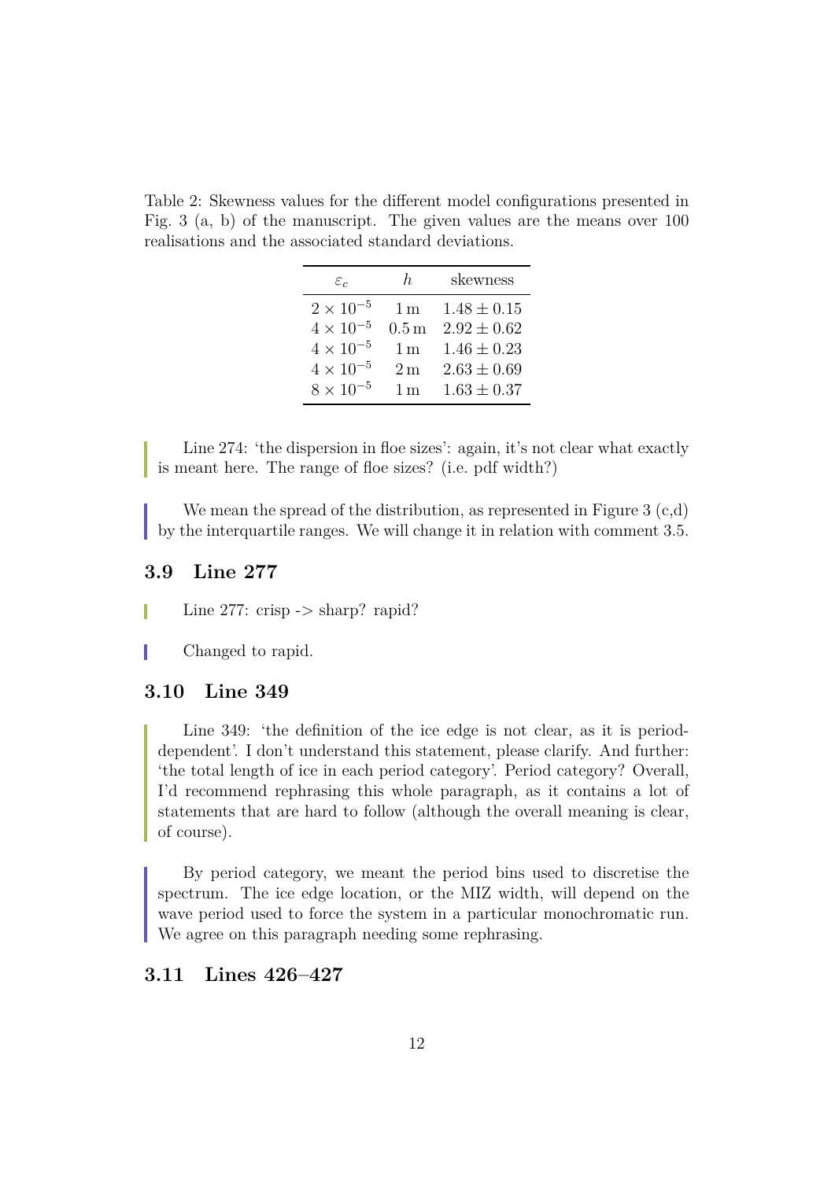Table 2: Skewness values for the different model configurations presented in Fig. 3 (a, b) of the manuscript. The given values are the means over 100 realisations and the associated standard deviations.

| $\varepsilon_c$ | $h$ | skewness |
|---|---|---|
| $2 \times 10^{-5}$ | 1 m | $1.48 \pm 0.15$ |
| $4 \times 10^{-5}$ | 0.5 m | $2.92 \pm 0.62$ |
| $4 \times 10^{-5}$ | 1 m | $1.46 \pm 0.23$ |
| $4 \times 10^{-5}$ | 2 m | $2.63 \pm 0.69$ |
| $8 \times 10^{-5}$ | 1 m | $1.63 \pm 0.37$ |

> Line 274: 'the dispersion in floe sizes': again, it's not clear what exactly is meant here. The range of floe sizes? (i.e. pdf width?)

We mean the spread of the distribution, as represented in Figure 3 (c,d) by the interquartile ranges. We will change it in relation with comment 3.5.

### 3.9 Line 277

> Line 277: crisp -> sharp? rapid?

Changed to rapid.

### 3.10 Line 349

> Line 349: 'the definition of the ice edge is not clear, as it is period-dependent'. I don't understand this statement, please clarify. And further: 'the total length of ice in each period category'. Period category? Overall, I'd recommend rephrasing this whole paragraph, as it contains a lot of statements that are hard to follow (although the overall meaning is clear, of course).

By period category, we meant the period bins used to discretise the spectrum. The ice edge location, or the MIZ width, will depend on the wave period used to force the system in a particular monochromatic run. We agree on this paragraph needing some rephrasing.

### 3.11 Lines 426–427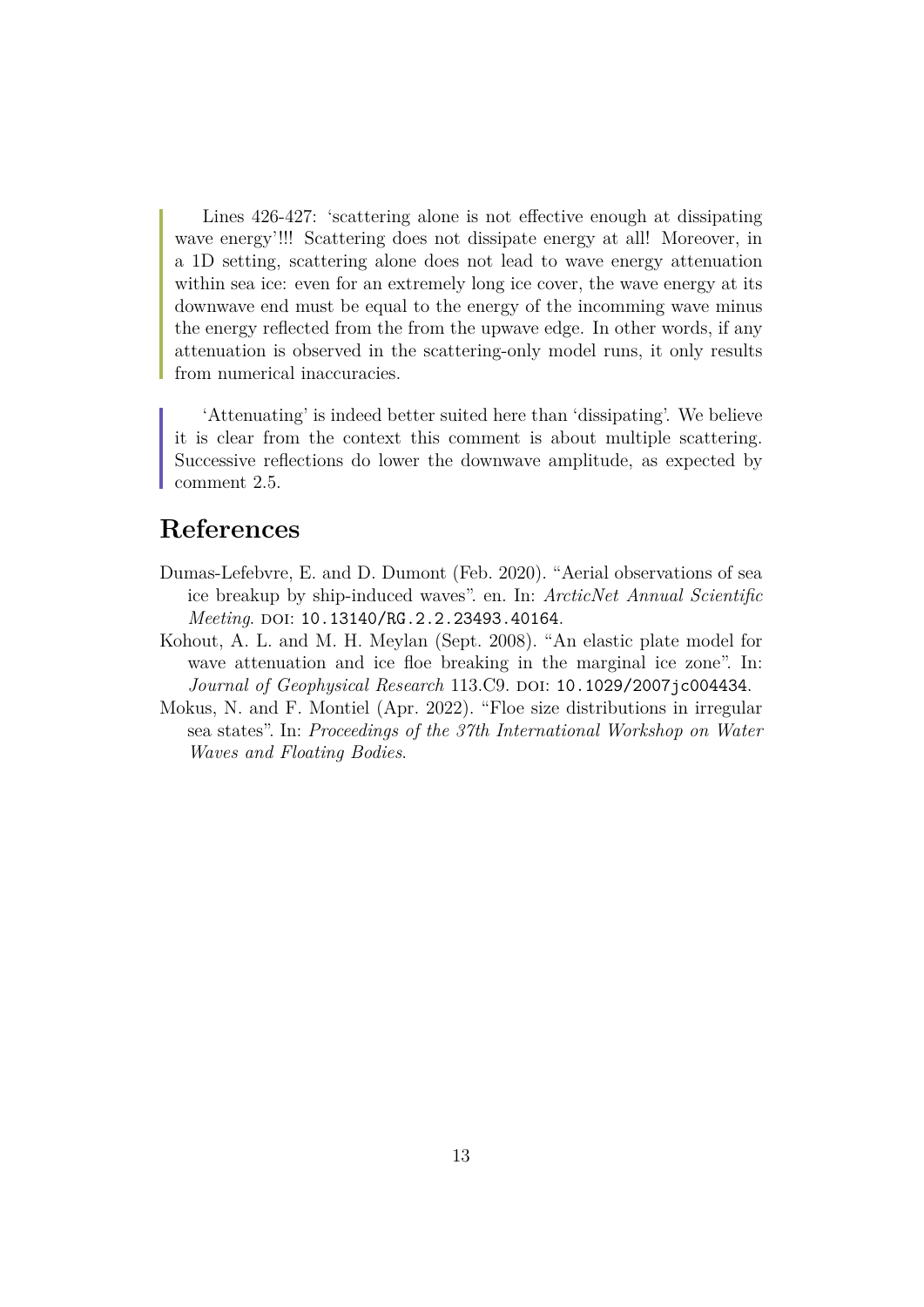> Lines 426-427: 'scattering alone is not effective enough at dissipating wave energy'!!! Scattering does not dissipate energy at all! Moreover, in a 1D setting, scattering alone does not lead to wave energy attenuation within sea ice: even for an extremely long ice cover, the wave energy at its downwave end must be equal to the energy of the incomming wave minus the energy reflected from the from the upwave edge. In other words, if any attenuation is observed in the scattering-only model runs, it only results from numerical inaccuracies.

> 'Attenuating' is indeed better suited here than 'dissipating'. We believe it is clear from the context this comment is about multiple scattering. Successive reflections do lower the downwave amplitude, as expected by comment 2.5.

## References

Dumas-Lefebvre, E. and D. Dumont (Feb. 2020). "Aerial observations of sea ice breakup by ship-induced waves". en. In: *ArcticNet Annual Scientific Meeting*. DOI: 10.13140/RG.2.2.23493.40164.

Kohout, A. L. and M. H. Meylan (Sept. 2008). "An elastic plate model for wave attenuation and ice floe breaking in the marginal ice zone". In: *Journal of Geophysical Research* 113.C9. DOI: 10.1029/2007jc004434.

Mokus, N. and F. Montiel (Apr. 2022). "Floe size distributions in irregular sea states". In: *Proceedings of the 37th International Workshop on Water Waves and Floating Bodies*.